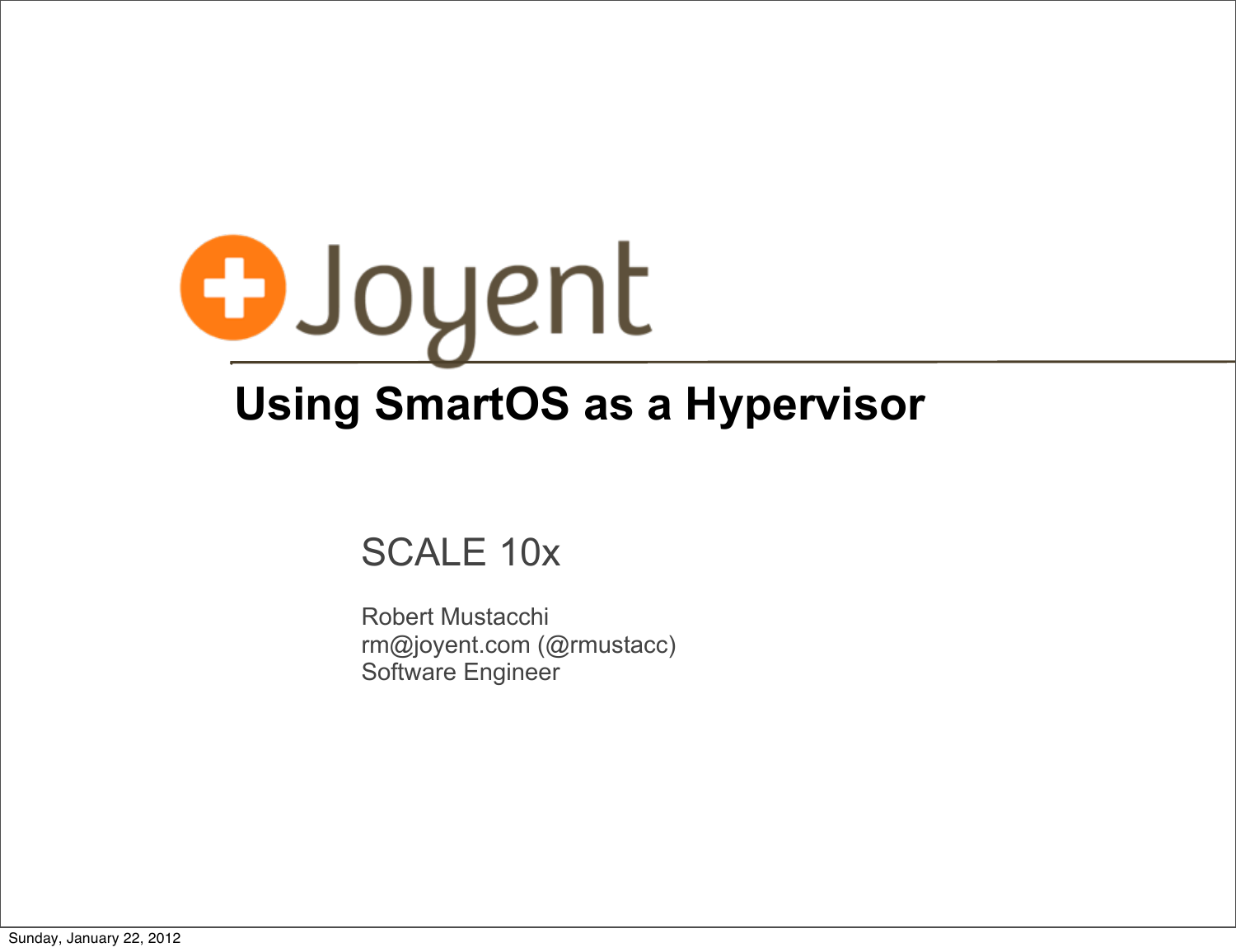Joyent

# Using SmartOS as a Hypervisor

SCALE 10x

Robert Mustacchi
rm@joyent.com (@rmustacc)
Software Engineer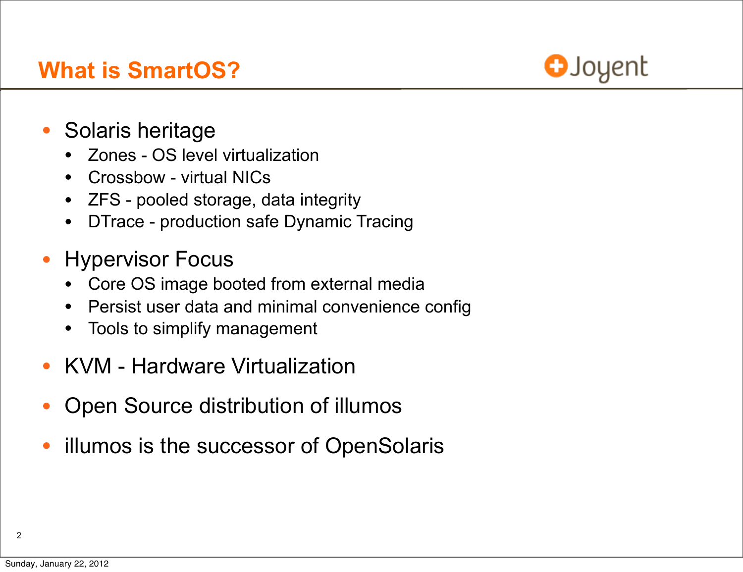## What is SmartOS?

- Solaris heritage
  - Zones - OS level virtualization
  - Crossbow - virtual NICs
  - ZFS - pooled storage, data integrity
  - DTrace - production safe Dynamic Tracing
- Hypervisor Focus
  - Core OS image booted from external media
  - Persist user data and minimal convenience config
  - Tools to simplify management
- KVM - Hardware Virtualization
- Open Source distribution of illumos
- illumos is the successor of OpenSolaris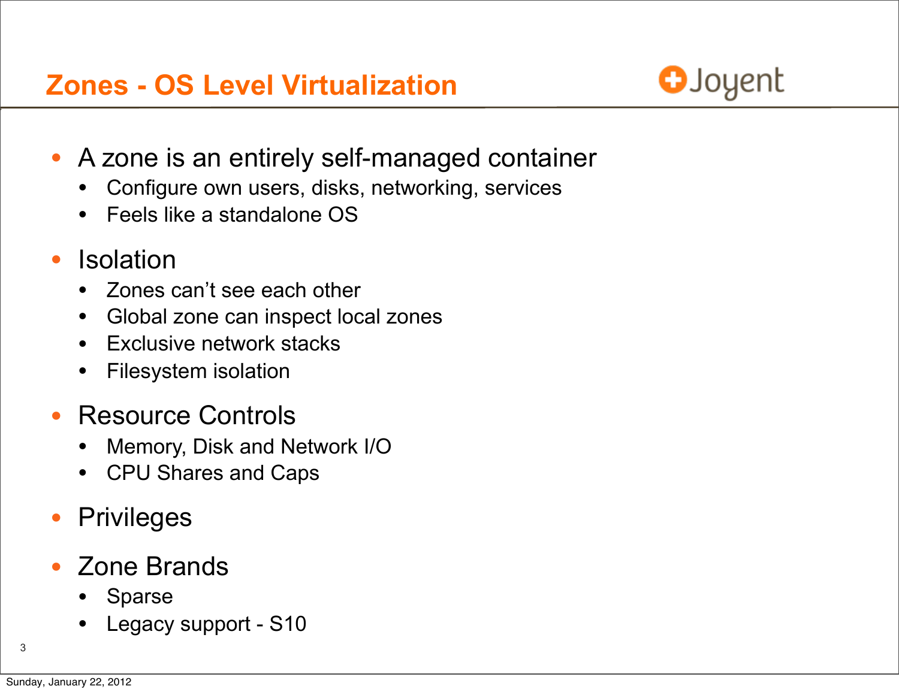## Zones - OS Level Virtualization

- A zone is an entirely self-managed container
  - Configure own users, disks, networking, services
  - Feels like a standalone OS
- Isolation
  - Zones can’t see each other
  - Global zone can inspect local zones
  - Exclusive network stacks
  - Filesystem isolation
- Resource Controls
  - Memory, Disk and Network I/O
  - CPU Shares and Caps
- Privileges
- Zone Brands
  - Sparse
  - Legacy support - S10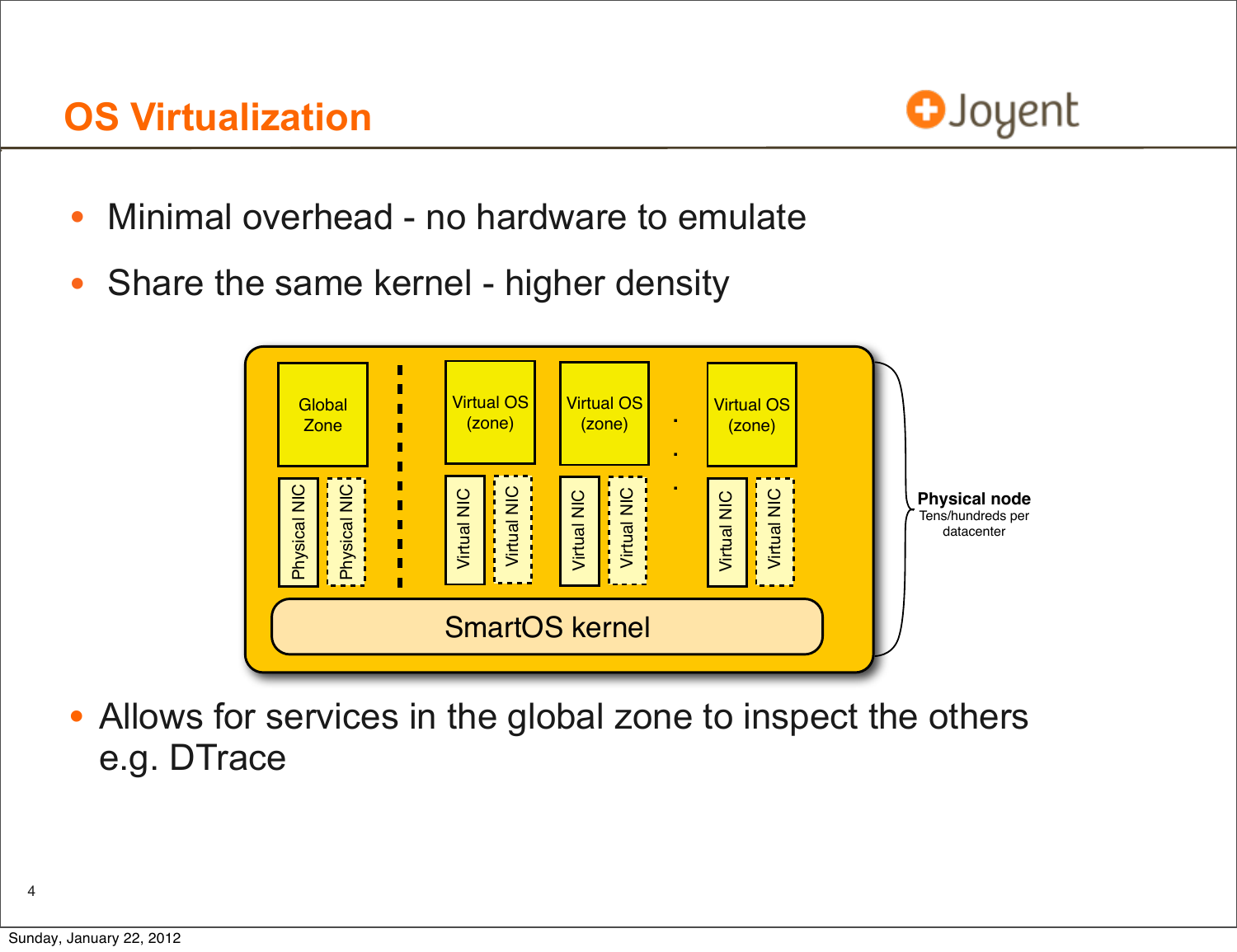# OS Virtualization

- Minimal overhead - no hardware to emulate
- Share the same kernel - higher density

Global Zone | Virtual OS (zone) | Virtual OS (zone) | Virtual OS (zone)

Physical NIC | Physical NIC | Virtual NIC | Virtual NIC | Virtual NIC | Virtual NIC | Virtual NIC | Virtual NIC

SmartOS kernel

**Physical node**
Tens/hundreds per datacenter

- Allows for services in the global zone to inspect the others e.g. DTrace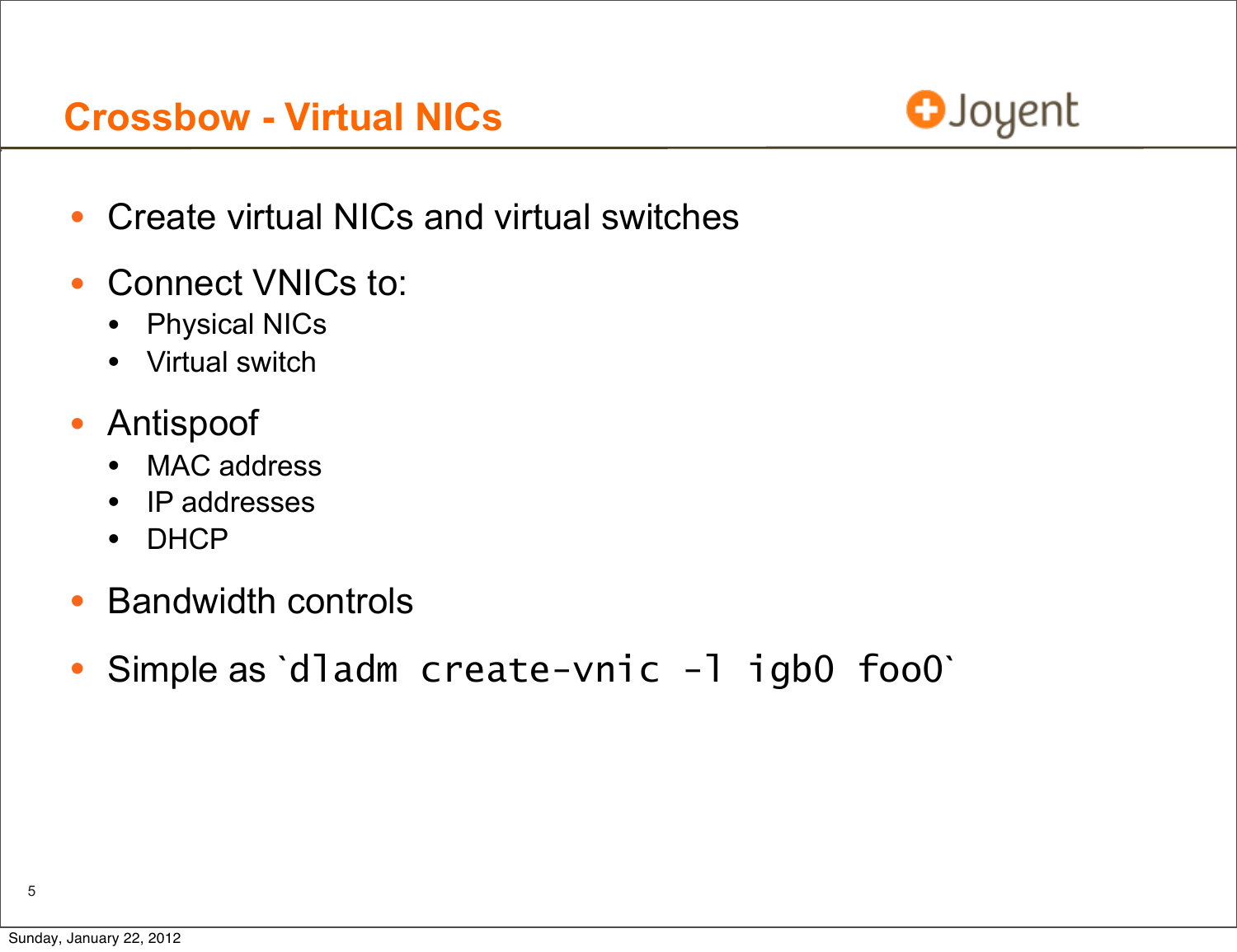## Crossbow - Virtual NICs

- Create virtual NICs and virtual switches
- Connect VNICs to:
  - Physical NICs
  - Virtual switch
- Antispoof
  - MAC address
  - IP addresses
  - DHCP
- Bandwidth controls
- Simple as `dladm create-vnic -l igb0 foo0`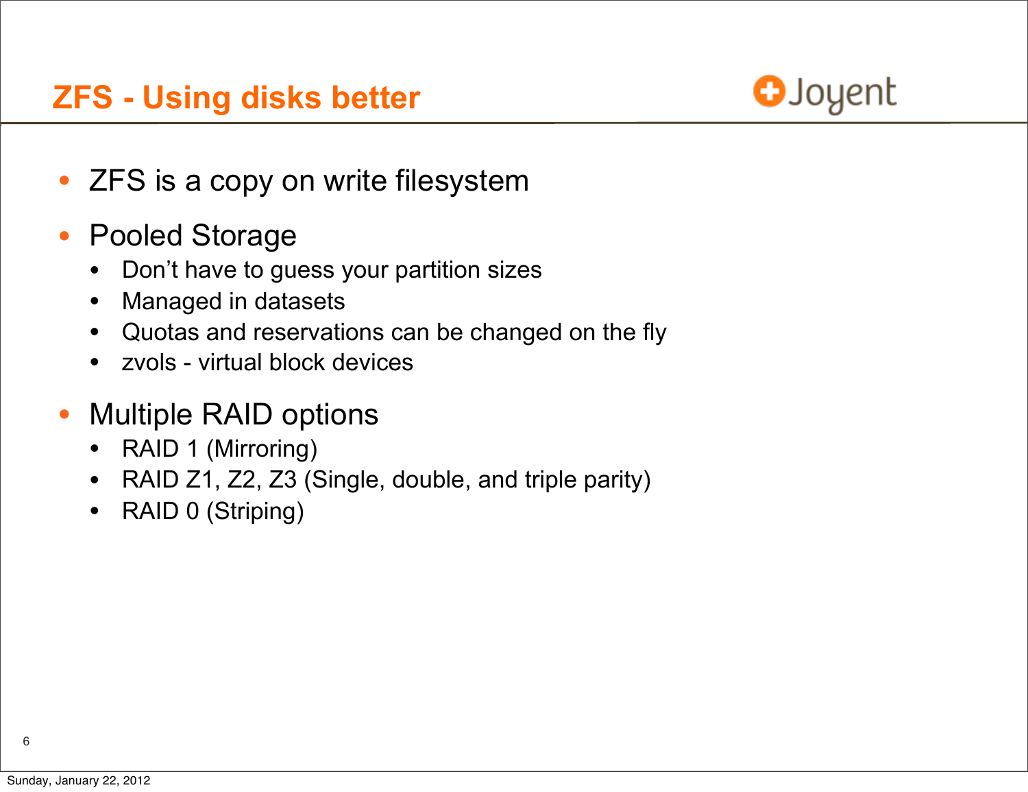## ZFS - Using disks better

- ZFS is a copy on write filesystem
- Pooled Storage
  - Don't have to guess your partition sizes
  - Managed in datasets
  - Quotas and reservations can be changed on the fly
  - zvols - virtual block devices
- Multiple RAID options
  - RAID 1 (Mirroring)
  - RAID Z1, Z2, Z3 (Single, double, and triple parity)
  - RAID 0 (Striping)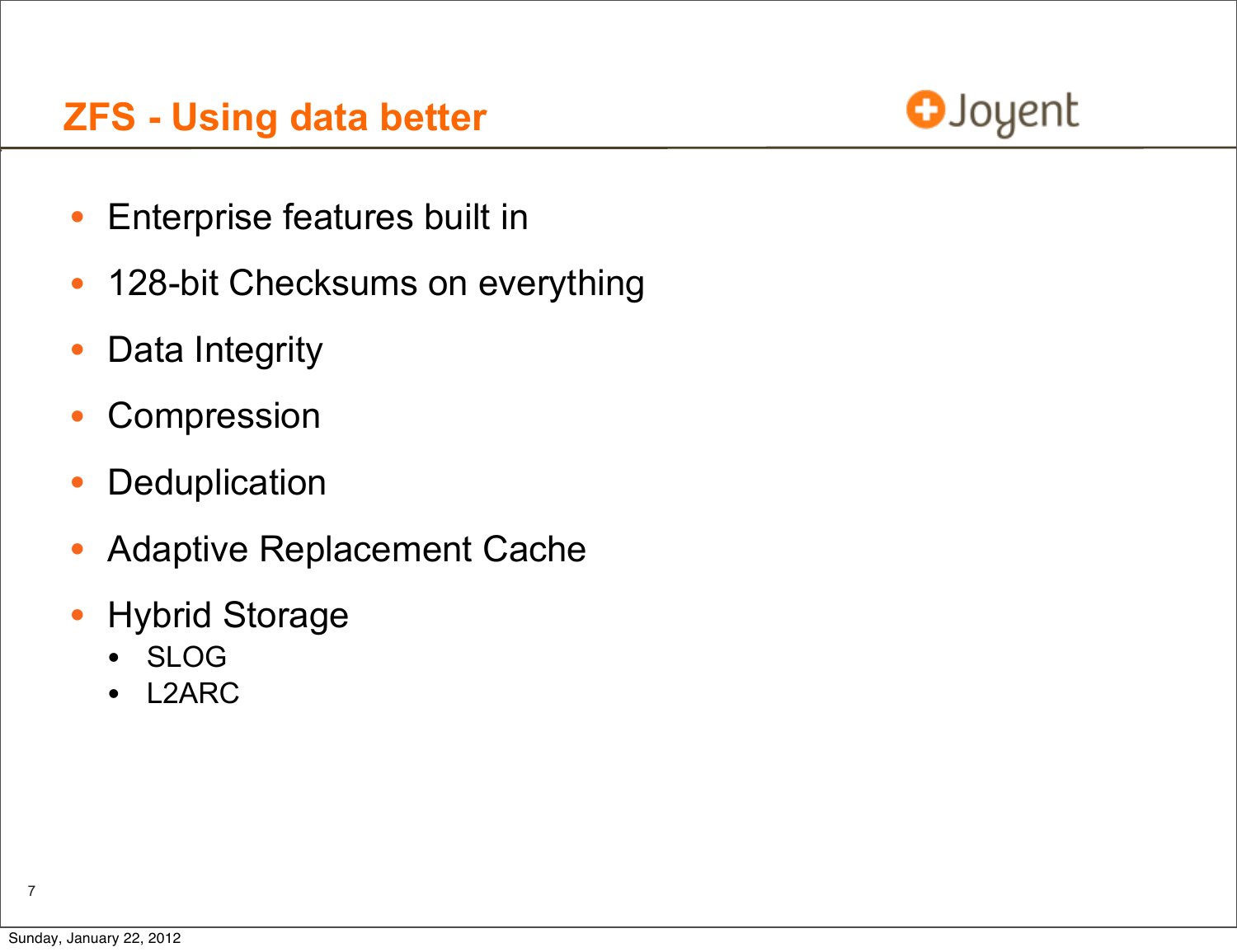## ZFS - Using data better

- Enterprise features built in
- 128-bit Checksums on everything
- Data Integrity
- Compression
- Deduplication
- Adaptive Replacement Cache
- Hybrid Storage
  - SLOG
  - L2ARC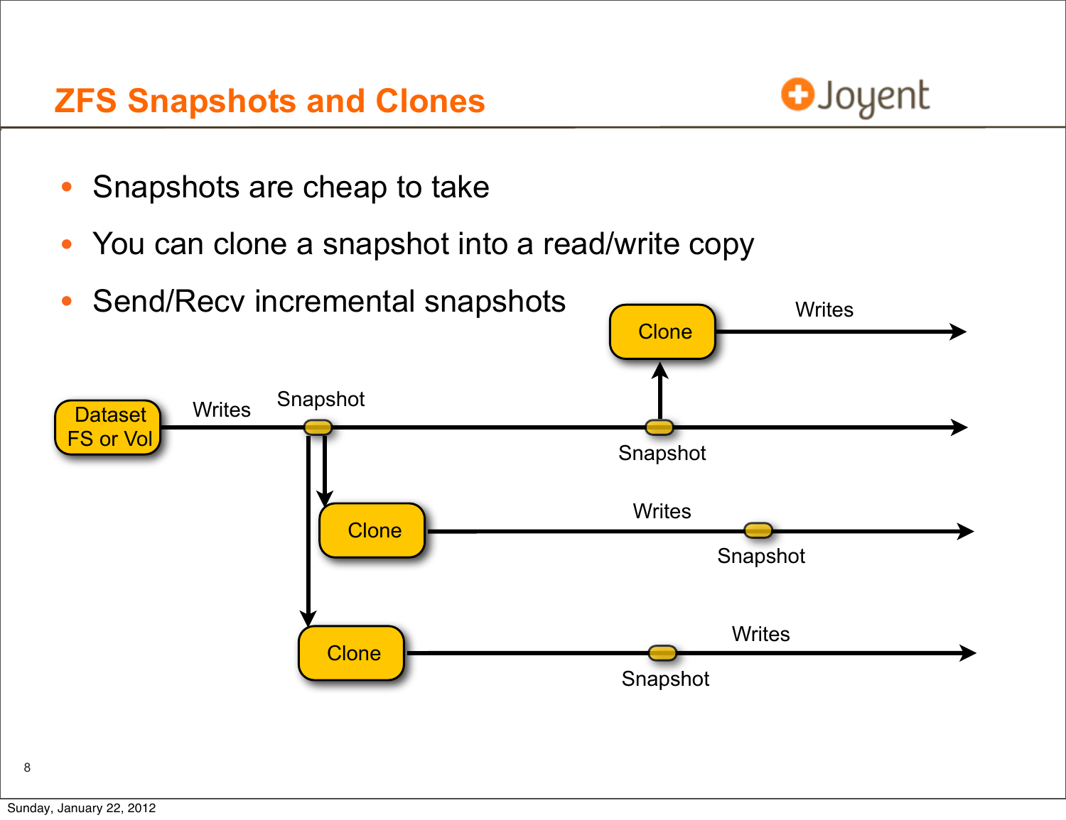## ZFS Snapshots and Clones

- Snapshots are cheap to take
- You can clone a snapshot into a read/write copy
- Send/Recv incremental snapshots

Dataset FS or Vol — Writes — Snapshot — Snapshot

Clone — Writes

Clone — Writes — Snapshot

Clone — Snapshot — Writes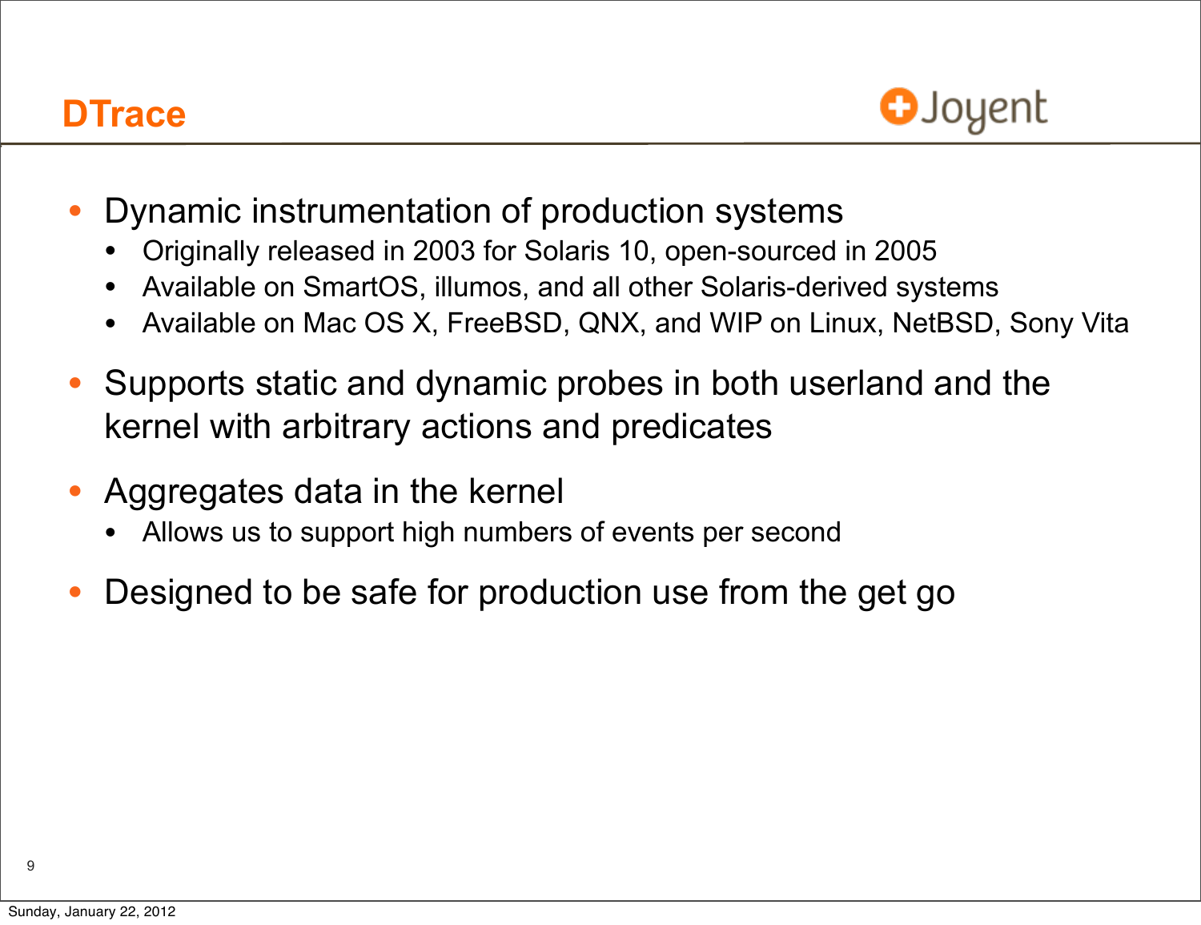## DTrace

- Dynamic instrumentation of production systems
  - Originally released in 2003 for Solaris 10, open-sourced in 2005
  - Available on SmartOS, illumos, and all other Solaris-derived systems
  - Available on Mac OS X, FreeBSD, QNX, and WIP on Linux, NetBSD, Sony Vita
- Supports static and dynamic probes in both userland and the kernel with arbitrary actions and predicates
- Aggregates data in the kernel
  - Allows us to support high numbers of events per second
- Designed to be safe for production use from the get go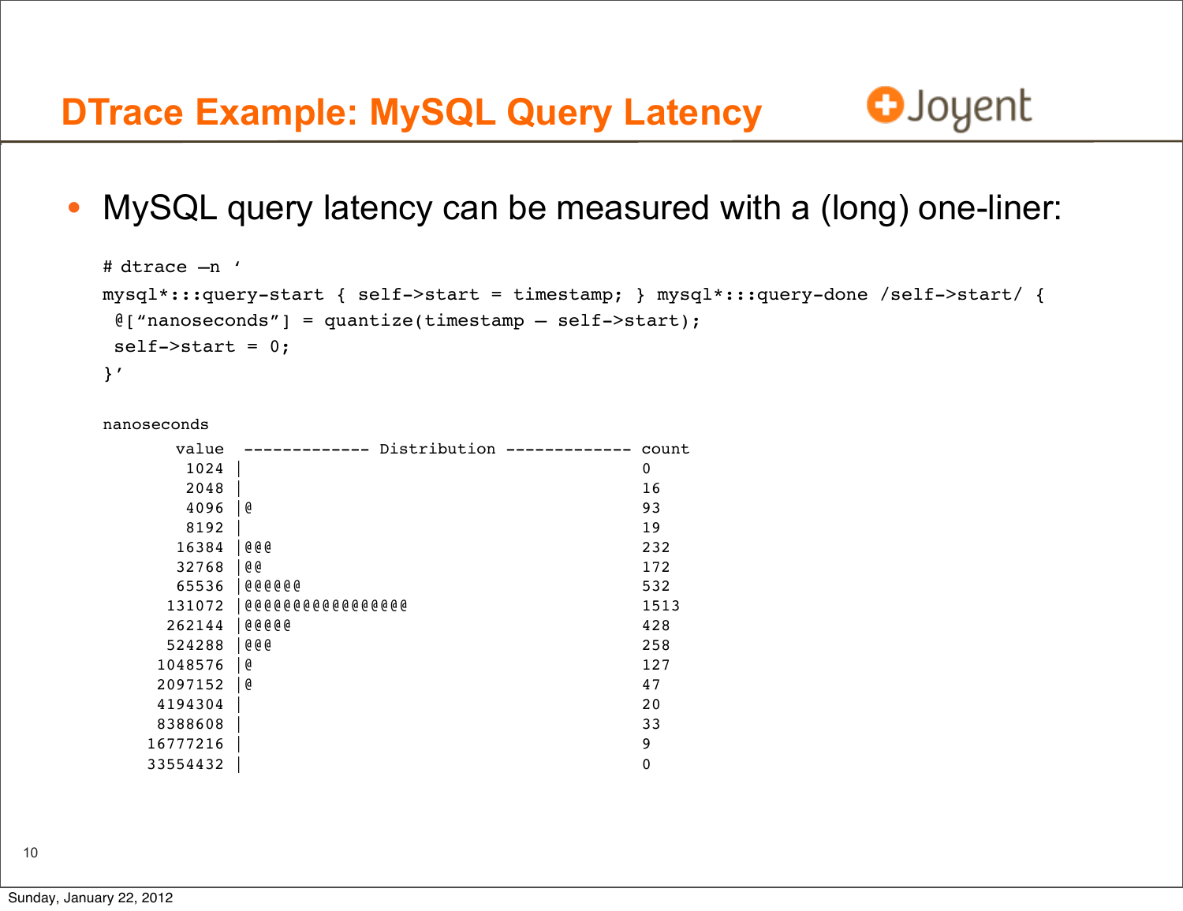# DTrace Example: MySQL Query Latency

- MySQL query latency can be measured with a (long) one-liner:

```
# dtrace –n '
mysql*:::query-start { self->start = timestamp; } mysql*:::query-done /self->start/ {
 @["nanoseconds"] = quantize(timestamp – self->start);
 self->start = 0;
}'

nanoseconds
       value  ------------- Distribution ------------- count
        1024 |                                         0
        2048 |                                         16
        4096 |@                                        93
        8192 |                                         19
       16384 |@@@                                      232
       32768 |@@                                       172
       65536 |@@@@@@                                   532
      131072 |@@@@@@@@@@@@@@@@@                        1513
      262144 |@@@@@                                    428
      524288 |@@@                                      258
     1048576 |@                                        127
     2097152 |@                                        47
     4194304 |                                         20
     8388608 |                                         33
    16777216 |                                         9
    33554432 |                                         0
```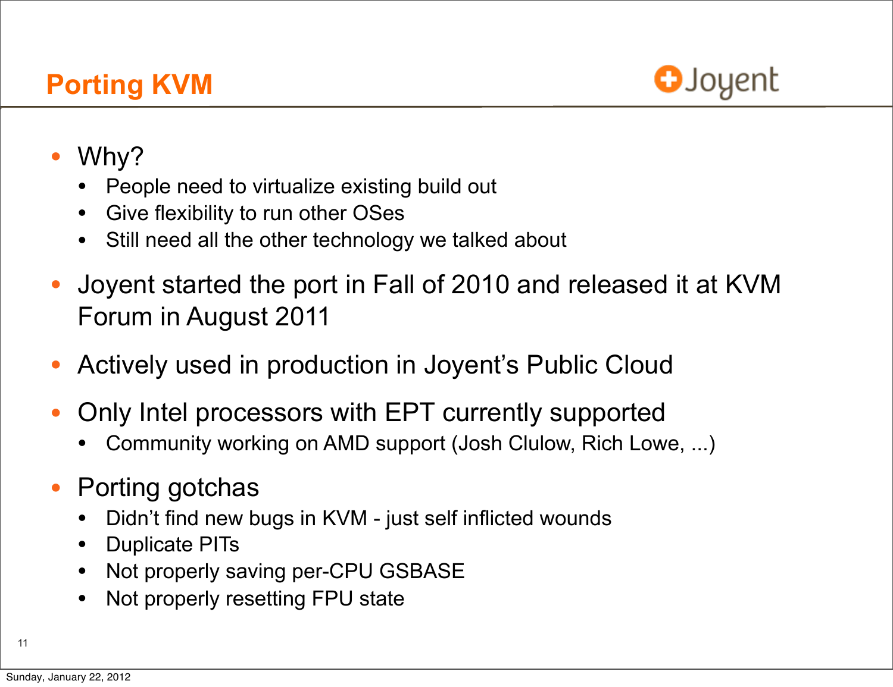## Porting KVM

- Why?
  - People need to virtualize existing build out
  - Give flexibility to run other OSes
  - Still need all the other technology we talked about
- Joyent started the port in Fall of 2010 and released it at KVM Forum in August 2011
- Actively used in production in Joyent's Public Cloud
- Only Intel processors with EPT currently supported
  - Community working on AMD support (Josh Clulow, Rich Lowe, ...)
- Porting gotchas
  - Didn't find new bugs in KVM - just self inflicted wounds
  - Duplicate PITs
  - Not properly saving per-CPU GSBASE
  - Not properly resetting FPU state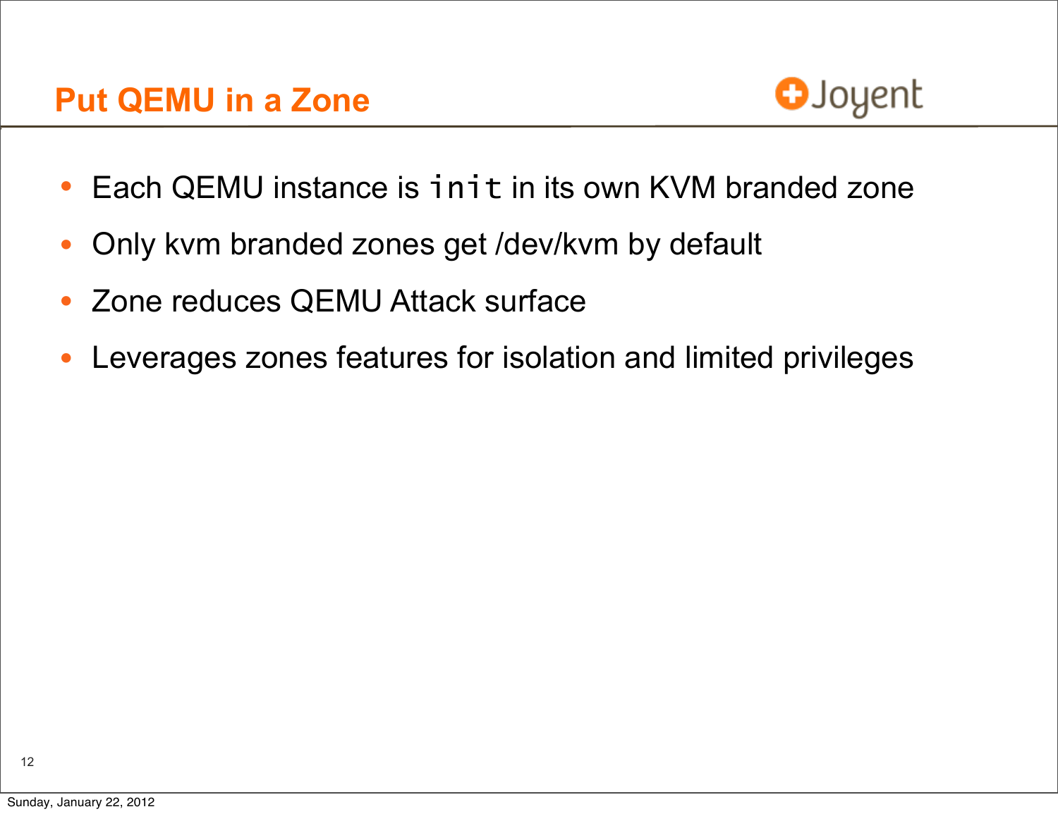## Put QEMU in a Zone

- Each QEMU instance is `init` in its own KVM branded zone
- Only kvm branded zones get /dev/kvm by default
- Zone reduces QEMU Attack surface
- Leverages zones features for isolation and limited privileges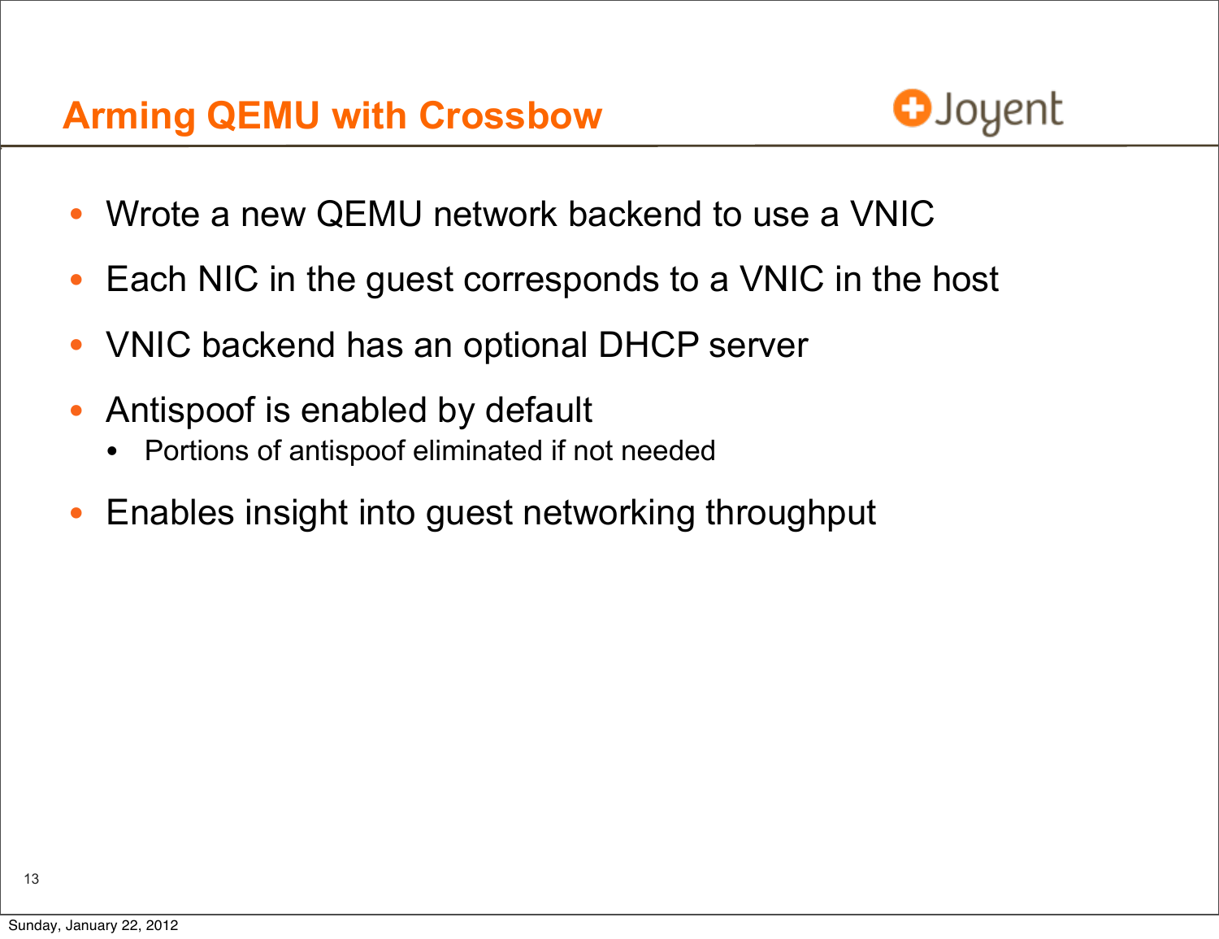# Arming QEMU with Crossbow

- Wrote a new QEMU network backend to use a VNIC
- Each NIC in the guest corresponds to a VNIC in the host
- VNIC backend has an optional DHCP server
- Antispoof is enabled by default
  - Portions of antispoof eliminated if not needed
- Enables insight into guest networking throughput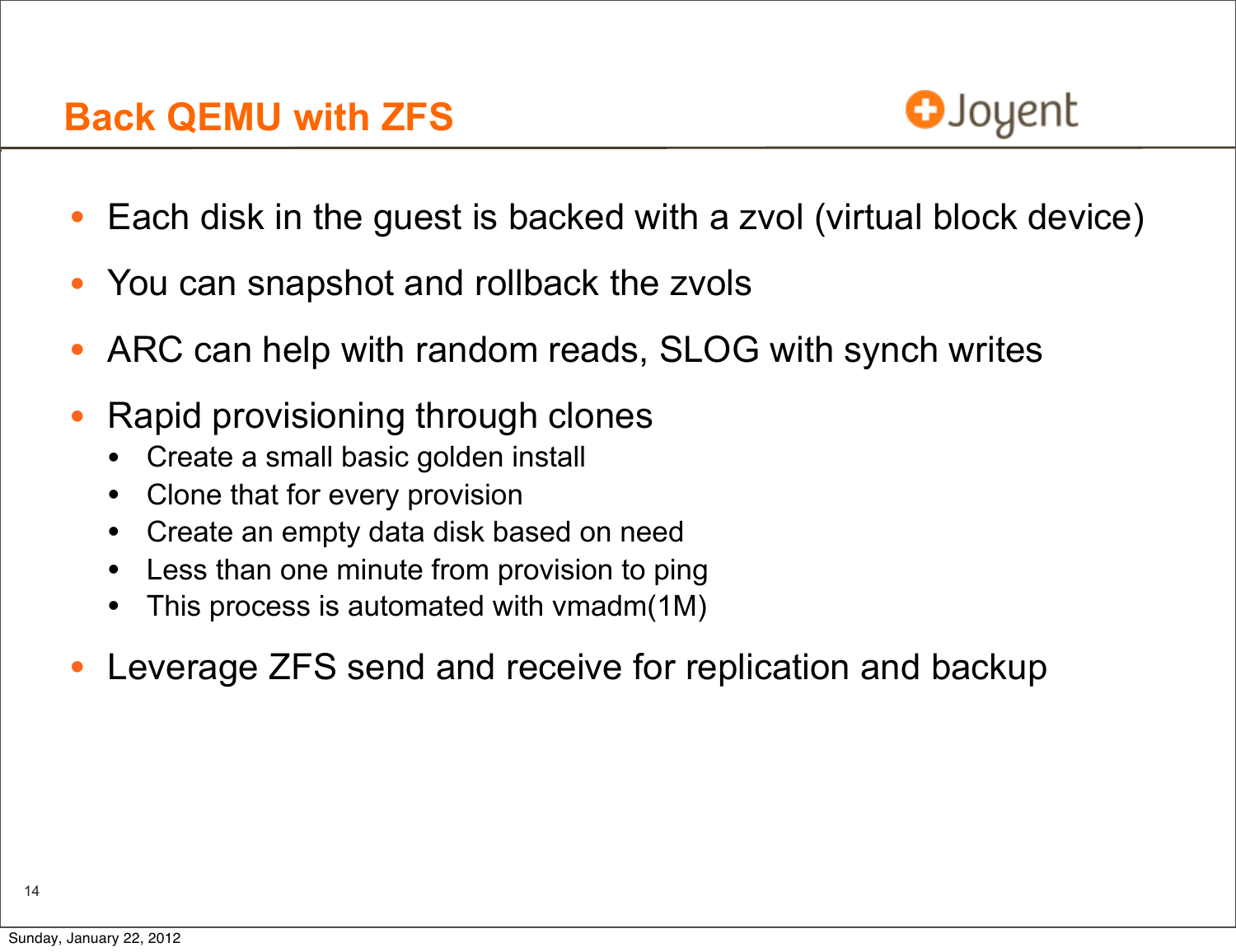## Back QEMU with ZFS

- Each disk in the guest is backed with a zvol (virtual block device)
- You can snapshot and rollback the zvols
- ARC can help with random reads, SLOG with synch writes
- Rapid provisioning through clones
  - Create a small basic golden install
  - Clone that for every provision
  - Create an empty data disk based on need
  - Less than one minute from provision to ping
  - This process is automated with vmadm(1M)
- Leverage ZFS send and receive for replication and backup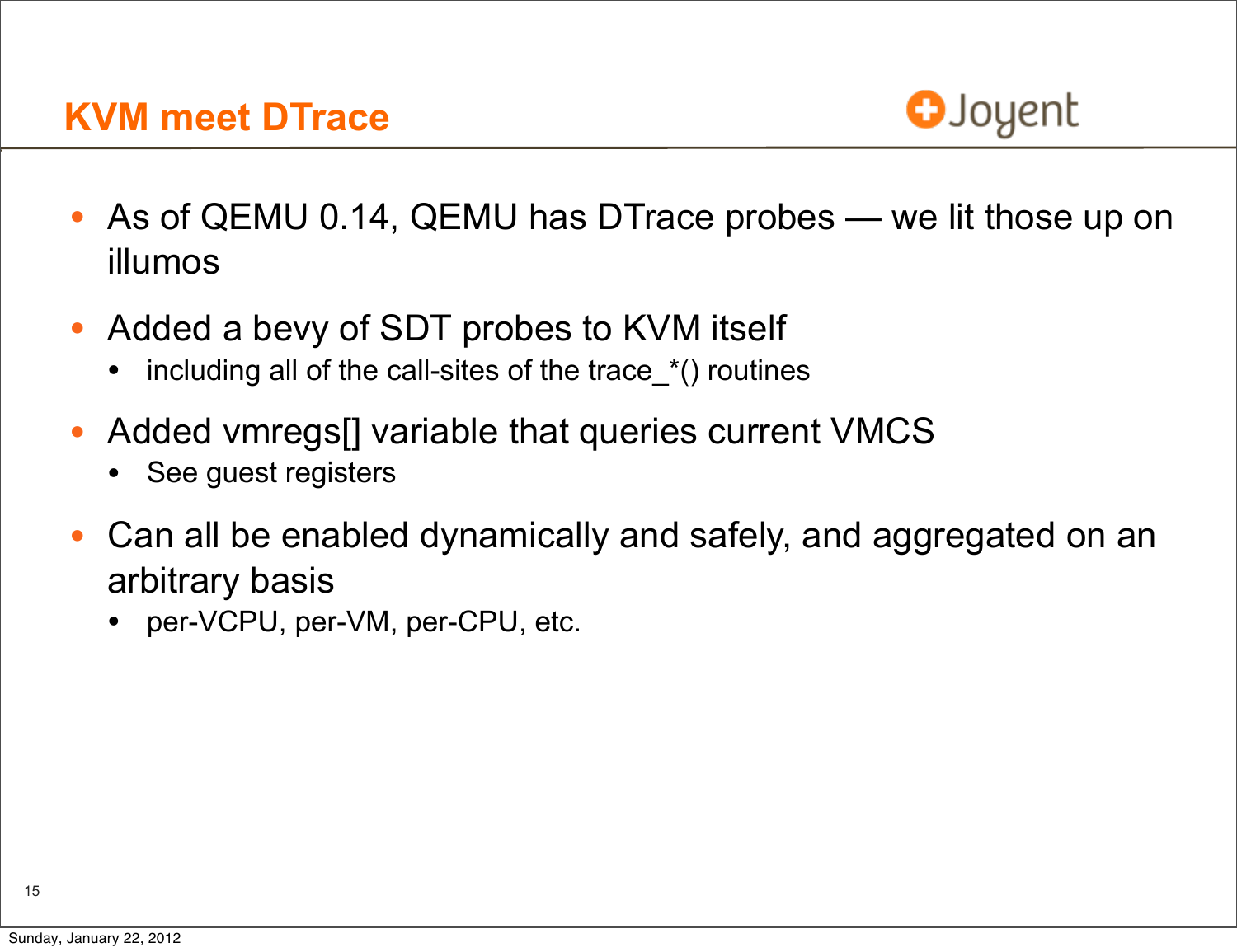## KVM meet DTrace

- As of QEMU 0.14, QEMU has DTrace probes — we lit those up on illumos
- Added a bevy of SDT probes to KVM itself
  - including all of the call-sites of the trace_*() routines
- Added vmregs[] variable that queries current VMCS
  - See guest registers
- Can all be enabled dynamically and safely, and aggregated on an arbitrary basis
  - per-VCPU, per-VM, per-CPU, etc.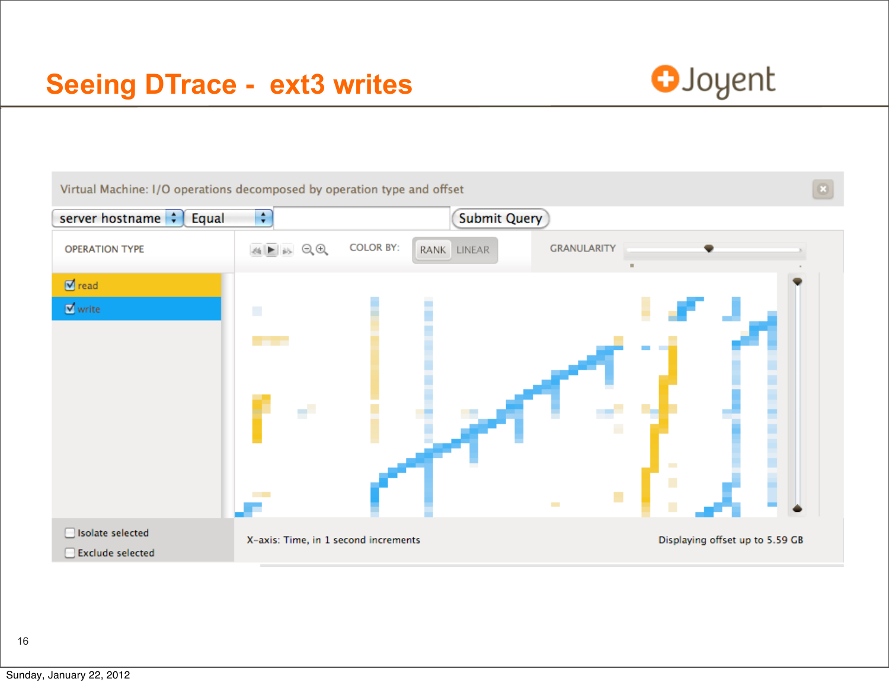# Seeing DTrace - ext3 writes

Virtual Machine: I/O operations decomposed by operation type and offset

server hostname | Equal | Submit Query

OPERATION TYPE

- read
- write

COLOR BY: RANK LINEAR

GRANULARITY

- Isolate selected
- Exclude selected

X-axis: Time, in 1 second increments

Displaying offset up to 5.59 GB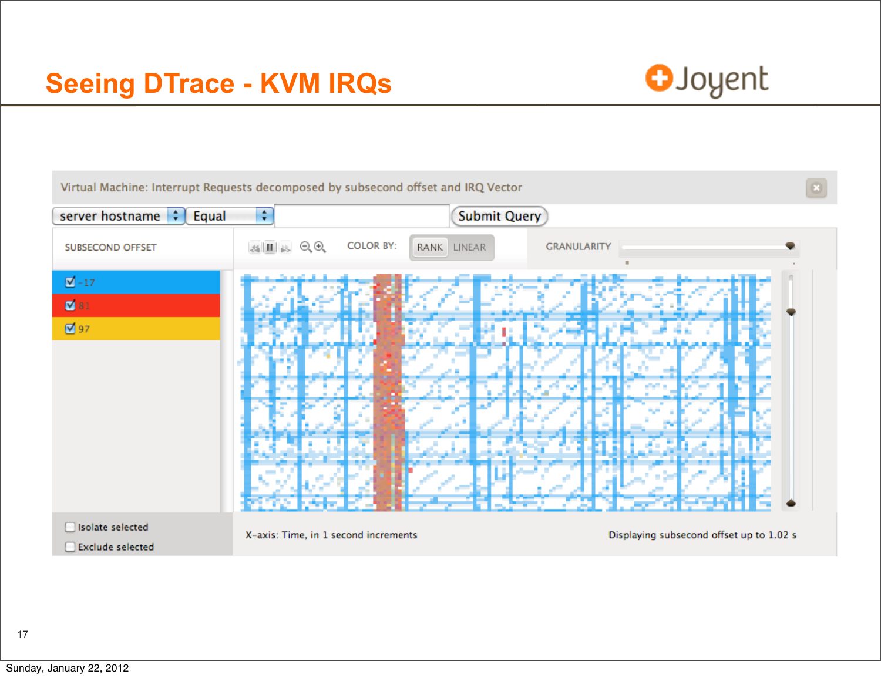# Seeing DTrace - KVM IRQs

Virtual Machine: Interrupt Requests decomposed by subsecond offset and IRQ Vector

server hostname | Equal | Submit Query

SUBSECOND OFFSET

- -17
- 81
- 97

COLOR BY: RANK LINEAR

GRANULARITY

Isolate selected

Exclude selected

X-axis: Time, in 1 second increments

Displaying subsecond offset up to 1.02 s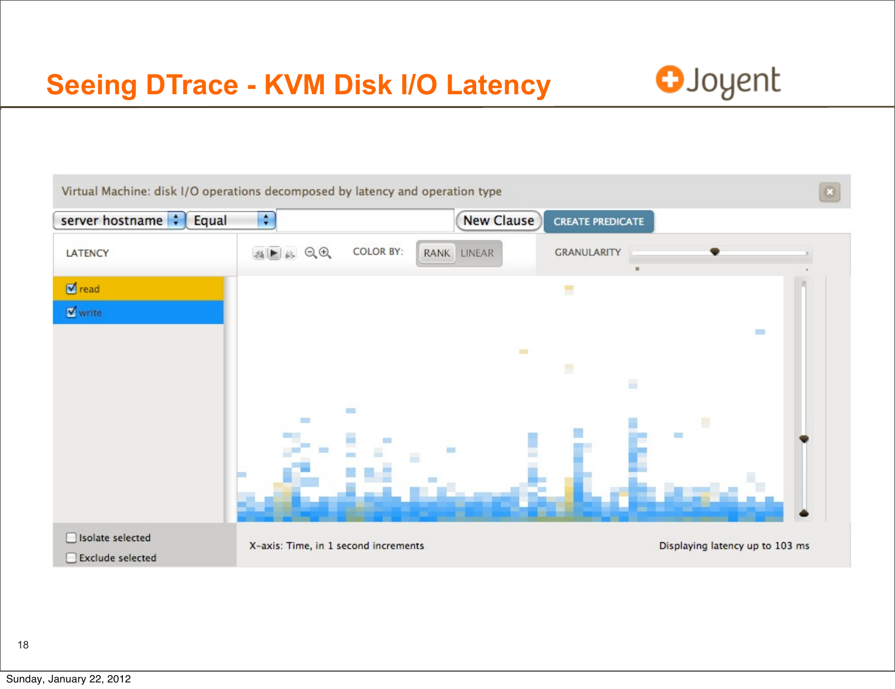# Seeing DTrace - KVM Disk I/O Latency

Virtual Machine: disk I/O operations decomposed by latency and operation type

server hostname | Equal | New Clause | CREATE PREDICATE

LATENCY

COLOR BY: RANK LINEAR

GRANULARITY

- [x] read
- [x] write

- [ ] Isolate selected
- [ ] Exclude selected

X-axis: Time, in 1 second increments

Displaying latency up to 103 ms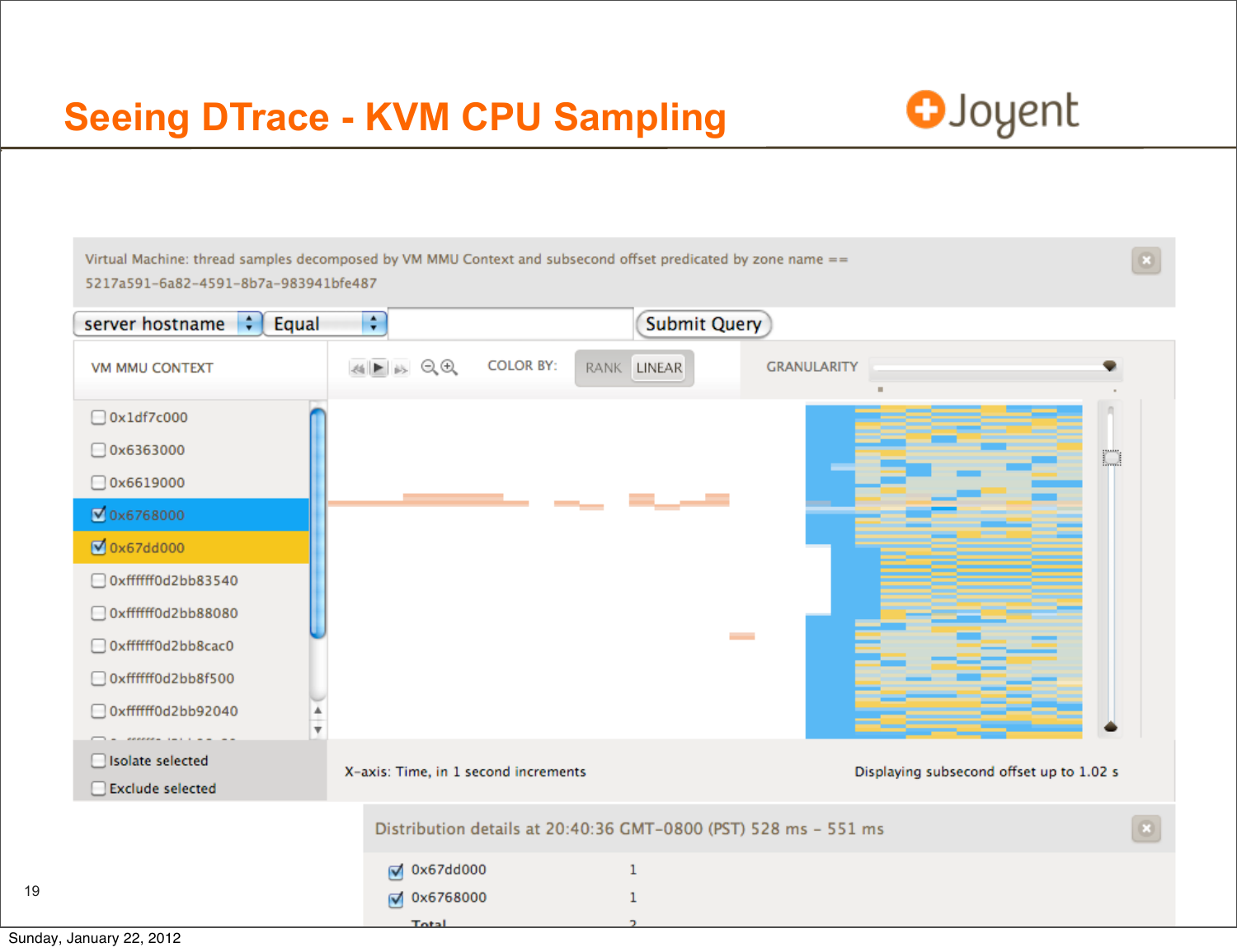# Seeing DTrace - KVM CPU Sampling

Virtual Machine: thread samples decomposed by VM MMU Context and subsecond offset predicated by zone name == 5217a591-6a82-4591-8b7a-983941bfe487

server hostname | Equal | Submit Query

VM MMU CONTEXT

COLOR BY: RANK LINEAR

GRANULARITY

- 0x1df7c000
- 0x6363000
- 0x6619000
- 0x6768000
- 0x67dd000
- 0xfffff0d2bb83540
- 0xfffff0d2bb88080
- 0xfffff0d2bb8cac0
- 0xfffff0d2bb8f500
- 0xfffff0d2bb92040

Isolate selected

Exclude selected

X-axis: Time, in 1 second increments

Displaying subsecond offset up to 1.02 s

Distribution details at 20:40:36 GMT-0800 (PST) 528 ms - 551 ms

| | |
|---|---|
| 0x67dd000 | 1 |
| 0x6768000 | 1 |
| Total | 2 |

Sunday, January 22, 2012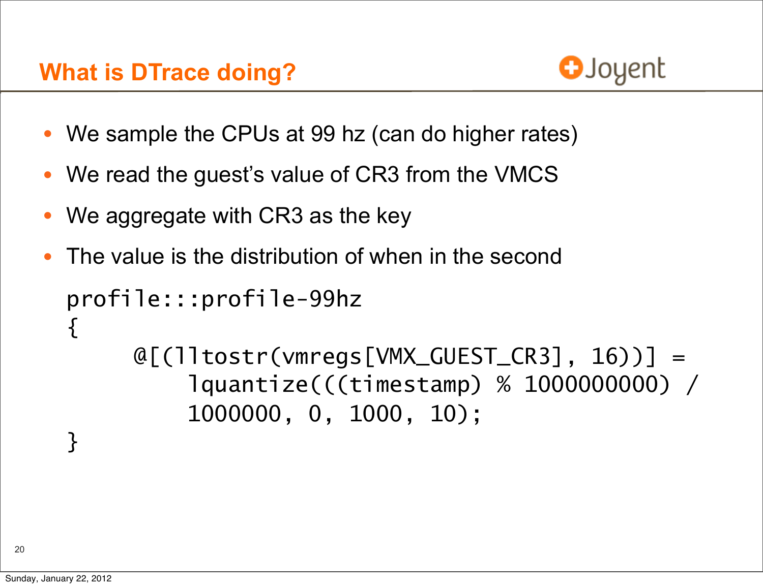## What is DTrace doing?

- We sample the CPUs at 99 hz (can do higher rates)
- We read the guest's value of CR3 from the VMCS
- We aggregate with CR3 as the key
- The value is the distribution of when in the second

```
profile:::profile-99hz
{
	@[(lltostr(vmregs[VMX_GUEST_CR3], 16))] =
	    lquantize(((timestamp) % 1000000000) /
	    1000000, 0, 1000, 10);
}
```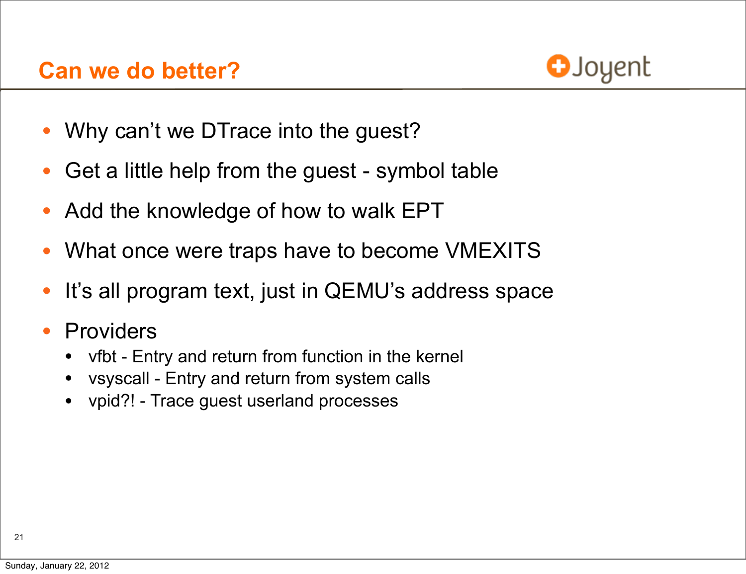## Can we do better?

- Why can't we DTrace into the guest?
- Get a little help from the guest - symbol table
- Add the knowledge of how to walk EPT
- What once were traps have to become VMEXITS
- It's all program text, just in QEMU's address space
- Providers
  - vfbt - Entry and return from function in the kernel
  - vsyscall - Entry and return from system calls
  - vpid?! - Trace guest userland processes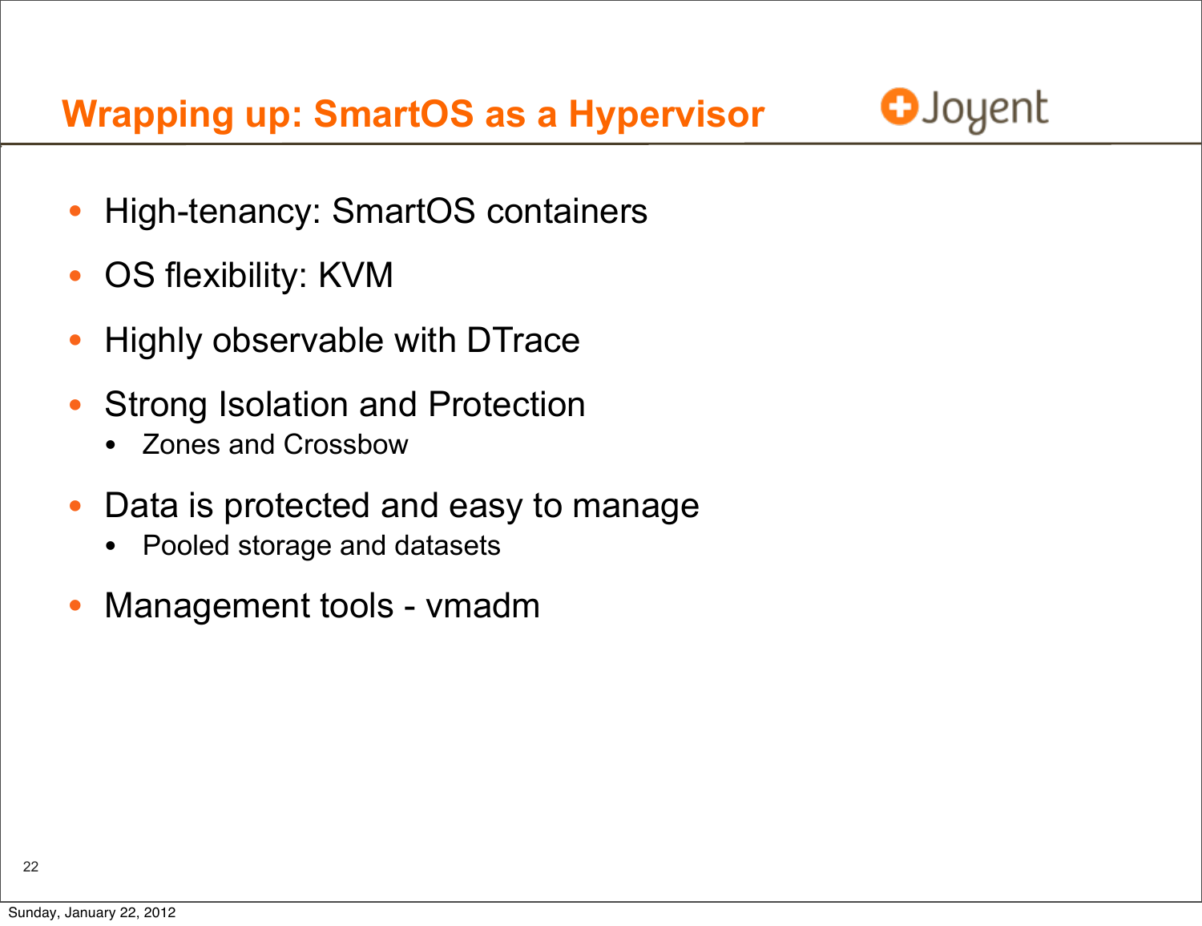# Wrapping up: SmartOS as a Hypervisor

- High-tenancy: SmartOS containers
- OS flexibility: KVM
- Highly observable with DTrace
- Strong Isolation and Protection
  - Zones and Crossbow
- Data is protected and easy to manage
  - Pooled storage and datasets
- Management tools - vmadm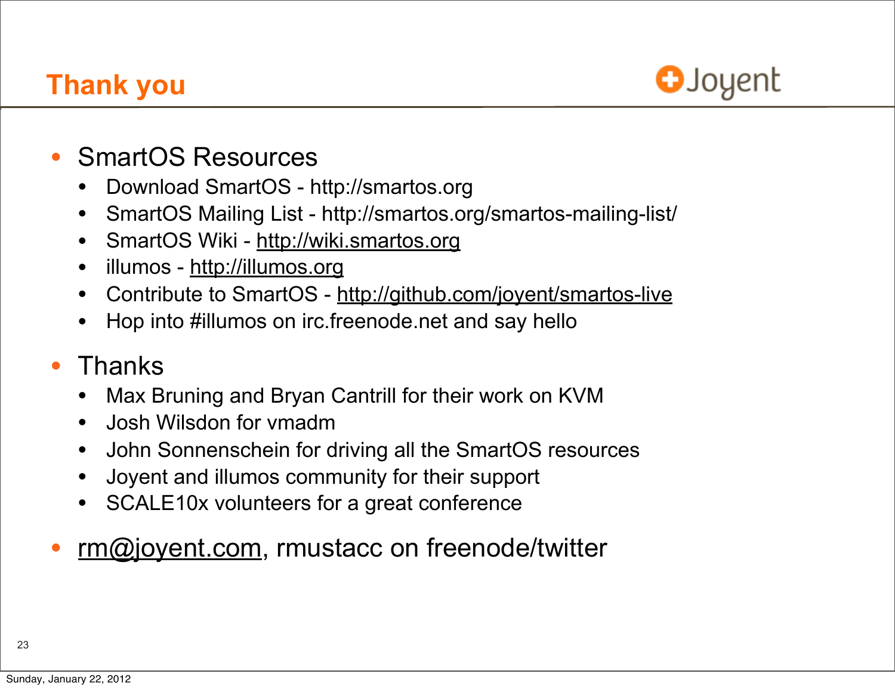# Thank you

- SmartOS Resources
  - Download SmartOS - http://smartos.org
  - SmartOS Mailing List - http://smartos.org/smartos-mailing-list/
  - SmartOS Wiki - http://wiki.smartos.org
  - illumos - http://illumos.org
  - Contribute to SmartOS - http://github.com/joyent/smartos-live
  - Hop into #illumos on irc.freenode.net and say hello
- Thanks
  - Max Bruning and Bryan Cantrill for their work on KVM
  - Josh Wilsdon for vmadm
  - John Sonnenschein for driving all the SmartOS resources
  - Joyent and illumos community for their support
  - SCALE10x volunteers for a great conference
- rm@joyent.com, rmustacc on freenode/twitter